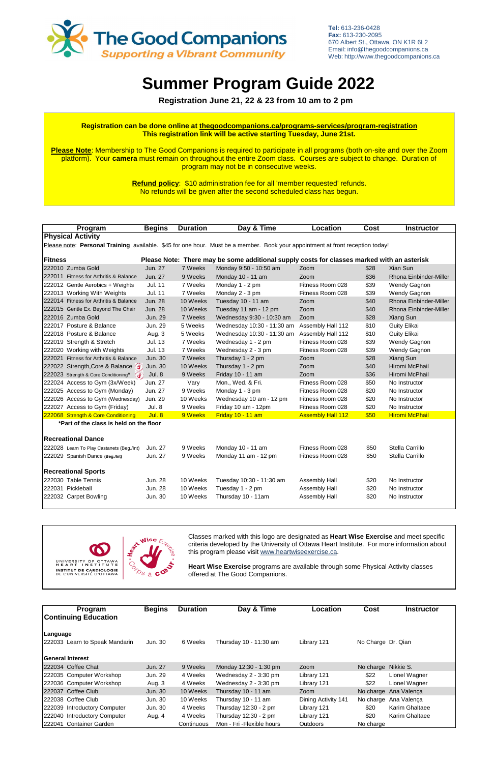**The Good Companions**
*Supporting a Vibrant Community*

**Tel:** 613-236-0428
**Fax:** 613-230-2095
670 Albert St., Ottawa, ON K1R 6L2
Email: info@thegoodcompanions.ca
Web: http://www.thegoodcompanions.ca

# Summer Program Guide 2022

**Registration June 21, 22 & 23 from 10 am to 2 pm**

**Registration can be done online at thegoodcompanions.ca/programs-services/program-registration**
**This registration link will be active starting Tuesday, June 21st.**

**Please Note**: Membership to The Good Companions is required to participate in all programs (both on-site and over the Zoom platform). Your **camera** must remain on throughout the entire Zoom class. Courses are subject to change. Duration of program may not be in consecutive weeks.

**Refund policy**: $10 administration fee for all 'member requested' refunds.
No refunds will be given after the second scheduled class has begun.

| Program | Begins | Duration | Day & Time | Location | Cost | Instructor |
|---|---|---|---|---|---|---|
| **Physical Activity** | | | | | | |
| Please note: **Personal Training** available. $45 for one hour. Must be a member. Book your appointment at front reception today! | | | | | | |
| **Fitness** | **Please Note: There may be some additional supply costs for classes marked with an asterisk** | | | | | |
| 222010 Zumba Gold | Jun. 27 | 7 Weeks | Monday 9:50 - 10:50 am | Zoom | $28 | Xian Sun |
| 222011 Fitness for Arthritis & Balance | Jun. 27 | 9 Weeks | Monday 10 - 11 am | Zoom | $36 | Rhona Einbinder-Miller |
| 222012 Gentle Aerobics + Weights | Jul. 11 | 7 Weeks | Monday 1 - 2 pm | Fitness Room 028 | $39 | Wendy Gagnon |
| 222013 Working With Weights | Jul. 11 | 7 Weeks | Monday 2 - 3 pm | Fitness Room 028 | $39 | Wendy Gagnon |
| 222014 Fitness for Arthritis & Balance | Jun. 28 | 10 Weeks | Tuesday 10 - 11 am | Zoom | $40 | Rhona Einbinder-Miller |
| 222015 Gentle Ex. Beyond The Chair | Jun. 28 | 10 Weeks | Tuesday 11 am - 12 pm | Zoom | $40 | Rhona Einbinder-Miller |
| 222016 Zumba Gold | Jun. 29 | 7 Weeks | Wednesday 9:30 - 10:30 am | Zoom | $28 | Xiang Sun |
| 222017 Posture & Balance | Jun. 29 | 5 Weeks | Wednesday 10:30 - 11:30 am | Assembly Hall 112 | $10 | Guity Elikai |
| 222018 Posture & Balance | Aug. 3 | 5 Weeks | Wednesday 10:30 - 11:30 am | Assembly Hall 112 | $10 | Guity Elikai |
| 222019 Strength & Stretch | Jul. 13 | 7 Weeks | Wednesday 1 - 2 pm | Fitness Room 028 | $39 | Wendy Gagnon |
| 222020 Working with Weights | Jul. 13 | 7 Weeks | Wednesday 2 - 3 pm | Fitness Room 028 | $39 | Wendy Gagnon |
| 222021 Fitness for Arthritis & Balance | Jun. 30 | 7 Weeks | Thursday 1 - 2 pm | Zoom | $28 | Xiang Sun |
| 222022 Strength,Core & Balance | Jun. 30 | 10 Weeks | Thursday 1 - 2 pm | Zoom | $40 | Hiromi McPhail |
| 222023 Strength & Core Conditioning* | Jul. 8 | 9 Weeks | Friday 10 - 11 am | Zoom | $36 | Hiromi McPhail |
| 222024 Access to Gym (3x/Week) | Jun. 27 | Vary | Mon., Wed. & Fri. | Fitness Room 028 | $50 | No Instructor |
| 222025 Access to Gym (Monday) | Jun. 27 | 9 Weeks | Monday 1 - 3 pm | Fitness Room 028 | $20 | No Instructor |
| 222026 Access to Gym (Wednesday) | Jun. 29 | 10 Weeks | Wednesday 10 am - 12 pm | Fitness Room 028 | $20 | No Instructor |
| 222027 Access to Gym (Friday) | Jul. 8 | 9 Weeks | Friday 10 am - 12pm | Fitness Room 028 | $20 | No Instructor |
| 222068 Strength & Core Conditioning | Jul. 8 | 9 Weeks | Friday 10 - 11 am | Assembly Hall 112 | $50 | Hiromi McPhail |
| *Part of the class is held on the floor | | | | | | |
| **Recreational Dance** | | | | | | |
| 222028 Learn To Play Castanets (Beg./Int) | Jun. 27 | 9 Weeks | Monday 10 - 11 am | Fitness Room 028 | $50 | Stella Carrillo |
| 222029 Spanish Dance (Beg./Int) | Jun. 27 | 9 Weeks | Monday 11 am - 12 pm | Fitness Room 028 | $50 | Stella Carrillo |
| **Recreational Sports** | | | | | | |
| 222030 Table Tennis | Jun. 28 | 10 Weeks | Tuesday 10:30 - 11:30 am | Assembly Hall | $20 | No Instructor |
| 222031 Pickleball | Jun. 28 | 10 Weeks | Tuesday 1 - 2 pm | Assembly Hall | $20 | No Instructor |
| 222032 Carpet Bowling | Jun. 30 | 10 Weeks | Thursday 10 - 11am | Assembly Hall | $20 | No Instructor |

UNIVERSITY OF OTTAWA HEART INSTITUTE / INSTITUT DE CARDIOLOGIE DE L'UNIVERSITÉ D'OTTAWA — Heart Wise Exercise / Corps à cœur

Classes marked with this logo are designated as **Heart Wise Exercise** and meet specific criteria developed by the University of Ottawa Heart Institute. For more information about this program please visit www.heartwiseexercise.ca.

**Heart Wise Exercise** programs are available through some Physical Activity classes offered at The Good Companions.

| Program | Begins | Duration | Day & Time | Location | Cost | Instructor |
|---|---|---|---|---|---|---|
| **Continuing Education** | | | | | | |
| **Language** | | | | | | |
| 222033 Learn to Speak Mandarin | Jun. 30 | 6 Weeks | Thursday 10 - 11:30 am | Library 121 | No Charge | Dr. Qian |
| **General Interest** | | | | | | |
| 222034 Coffee Chat | Jun. 27 | 9 Weeks | Monday 12:30 - 1:30 pm | Zoom | No charge | Nikkie S. |
| 222035 Computer Workshop | Jun. 29 | 4 Weeks | Wednesday 2 - 3:30 pm | Library 121 | $22 | Lionel Wagner |
| 222036 Computer Workshop | Aug. 3 | 4 Weeks | Wednesday 2 - 3:30 pm | Library 121 | $22 | Lionel Wagner |
| 222037 Coffee Club | Jun. 30 | 10 Weeks | Thursday 10 - 11 am | Zoom | No charge | Ana Valença |
| 222038 Coffee Club | Jun. 30 | 10 Weeks | Thursday 10 - 11 am | Dining Activity 141 | No charge | Ana Valença |
| 222039 Introductory Computer | Jun. 30 | 4 Weeks | Thursday 12:30 - 2 pm | Library 121 | $20 | Karim Ghaltaee |
| 222040 Introductory Computer | Aug. 4 | 4 Weeks | Thursday 12:30 - 2 pm | Library 121 | $20 | Karim Ghaltaee |
| 222041 Container Garden | | Continuous | Mon - Fri -Flexible hours | Outdoors | No charge | |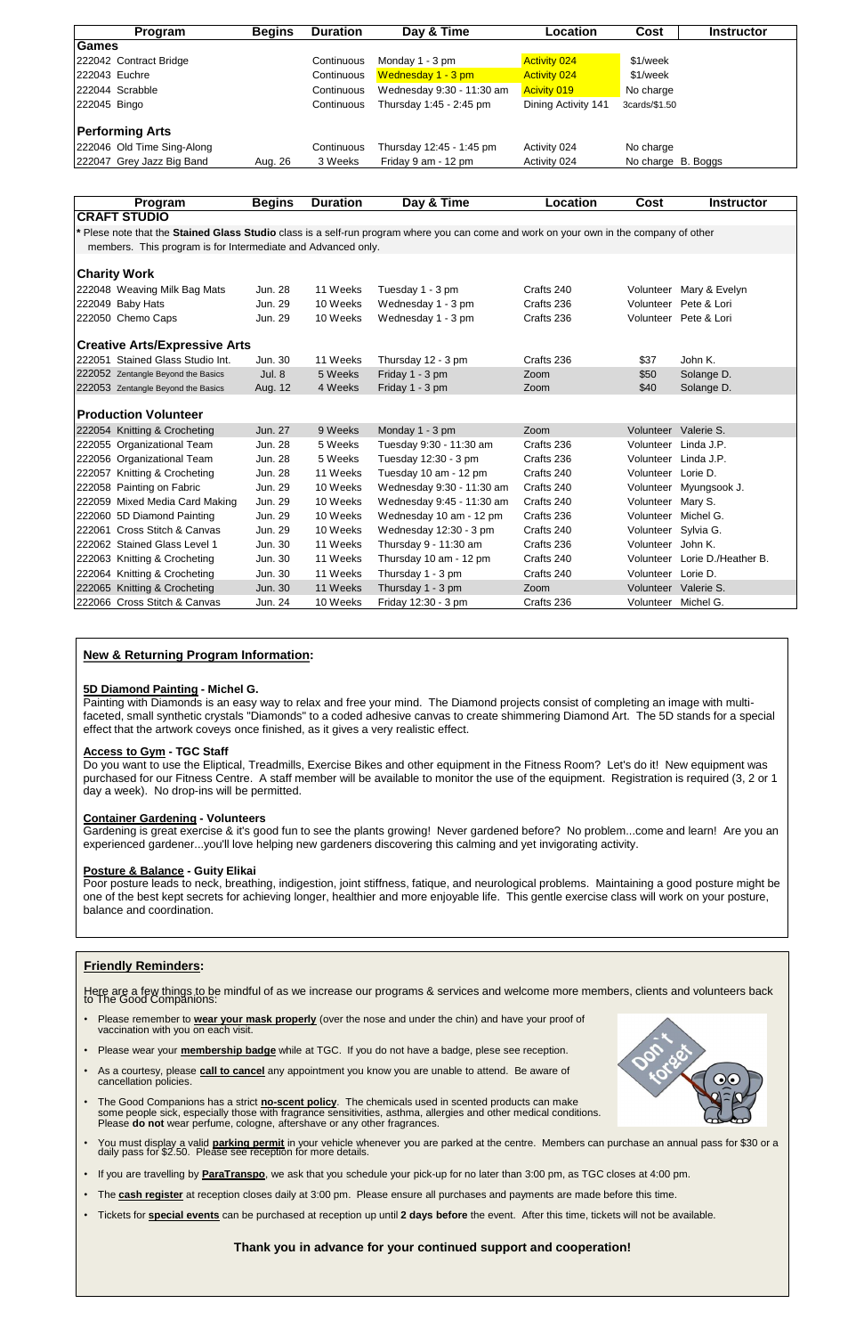| Program | Begins | Duration | Day & Time | Location | Cost | Instructor |
|---|---|---|---|---|---|---|
| **Games** | | | | | | |
| 222042 Contract Bridge | | Continuous | Monday 1 - 3 pm | Activity 024 | $1/week | |
| 222043 Euchre | | Continuous | Wednesday 1 - 3 pm | Activity 024 | $1/week | |
| 222044 Scrabble | | Continuous | Wednesday 9:30 - 11:30 am | Acivity 019 | No charge | |
| 222045 Bingo | | Continuous | Thursday 1:45 - 2:45 pm | Dining Activity 141 | 3cards/$1.50 | |
| **Performing Arts** | | | | | | |
| 222046 Old Time Sing-Along | | Continuous | Thursday 12:45 - 1:45 pm | Activity 024 | No charge | |
| 222047 Grey Jazz Big Band | Aug. 26 | 3 Weeks | Friday 9 am - 12 pm | Activity 024 | No charge | B. Boggs |

| Program | Begins | Duration | Day & Time | Location | Cost | Instructor |
|---|---|---|---|---|---|---|
| **CRAFT STUDIO** | | | | | | |
| * Plese note that the **Stained Glass Studio** class is a self-run program where you can come and work on your own in the company of other members. This program is for Intermediate and Advanced only. | | | | | | |
| **Charity Work** | | | | | | |
| 222048 Weaving Milk Bag Mats | Jun. 28 | 11 Weeks | Tuesday 1 - 3 pm | Crafts 240 | Volunteer | Mary & Evelyn |
| 222049 Baby Hats | Jun. 29 | 10 Weeks | Wednesday 1 - 3 pm | Crafts 236 | Volunteer | Pete & Lori |
| 222050 Chemo Caps | Jun. 29 | 10 Weeks | Wednesday 1 - 3 pm | Crafts 236 | Volunteer | Pete & Lori |
| **Creative Arts/Expressive Arts** | | | | | | |
| 222051 Stained Glass Studio Int. | Jun. 30 | 11 Weeks | Thursday 12 - 3 pm | Crafts 236 | $37 | John K. |
| 222052 Zentangle Beyond the Basics | Jul. 8 | 5 Weeks | Friday 1 - 3 pm | Zoom | $50 | Solange D. |
| 222053 Zentangle Beyond the Basics | Aug. 12 | 4 Weeks | Friday 1 - 3 pm | Zoom | $40 | Solange D. |
| **Production Volunteer** | | | | | | |
| 222054 Knitting & Crocheting | Jun. 27 | 9 Weeks | Monday 1 - 3 pm | Zoom | Volunteer | Valerie S. |
| 222055 Organizational Team | Jun. 28 | 5 Weeks | Tuesday 9:30 - 11:30 am | Crafts 236 | Volunteer | Linda J.P. |
| 222056 Organizational Team | Jun. 28 | 5 Weeks | Tuesday 12:30 - 3 pm | Crafts 236 | Volunteer | Linda J.P. |
| 222057 Knitting & Crocheting | Jun. 28 | 11 Weeks | Tuesday 10 am - 12 pm | Crafts 240 | Volunteer | Lorie D. |
| 222058 Painting on Fabric | Jun. 29 | 10 Weeks | Wednesday 9:30 - 11:30 am | Crafts 240 | Volunteer | Myungsook J. |
| 222059 Mixed Media Card Making | Jun. 29 | 10 Weeks | Wednesday 9:45 - 11:30 am | Crafts 240 | Volunteer | Mary S. |
| 222060 5D Diamond Painting | Jun. 29 | 10 Weeks | Wednesday 10 am - 12 pm | Crafts 236 | Volunteer | Michel G. |
| 222061 Cross Stitch & Canvas | Jun. 29 | 10 Weeks | Wednesday 12:30 - 3 pm | Crafts 240 | Volunteer | Sylvia G. |
| 222062 Stained Glass Level 1 | Jun. 30 | 11 Weeks | Thursday 9 - 11:30 am | Crafts 236 | Volunteer | John K. |
| 222063 Knitting & Crocheting | Jun. 30 | 11 Weeks | Thursday 10 am - 12 pm | Crafts 240 | Volunteer | Lorie D./Heather B. |
| 222064 Knitting & Crocheting | Jun. 30 | 11 Weeks | Thursday 1 - 3 pm | Crafts 240 | Volunteer | Lorie D. |
| 222065 Knitting & Crocheting | Jun. 30 | 11 Weeks | Thursday 1 - 3 pm | Zoom | Volunteer | Valerie S. |
| 222066 Cross Stitch & Canvas | Jun. 24 | 10 Weeks | Friday 12:30 - 3 pm | Crafts 236 | Volunteer | Michel G. |

## New & Returning Program Information:

**5D Diamond Painting - Michel G.**
Painting with Diamonds is an easy way to relax and free your mind. The Diamond projects consist of completing an image with multi-faceted, small synthetic crystals "Diamonds" to a coded adhesive canvas to create shimmering Diamond Art. The 5D stands for a special effect that the artwork coveys once finished, as it gives a very realistic effect.

**Access to Gym - TGC Staff**
Do you want to use the Eliptical, Treadmills, Exercise Bikes and other equipment in the Fitness Room? Let's do it! New equipment was purchased for our Fitness Centre. A staff member will be available to monitor the use of the equipment. Registration is required (3, 2 or 1 day a week). No drop-ins will be permitted.

**Container Gardening - Volunteers**
Gardening is great exercise & it's good fun to see the plants growing! Never gardened before? No problem...come and learn! Are you an experienced gardener...you'll love helping new gardeners discovering this calming and yet invigorating activity.

**Posture & Balance - Guity Elikai**
Poor posture leads to neck, breathing, indigestion, joint stiffness, fatigue, and neurological problems. Maintaining a good posture might be one of the best kept secrets for achieving longer, healthier and more enjoyable life. This gentle exercise class will work on your posture, balance and coordination.

## Friendly Reminders:

Here are a few things to be mindful of as we increase our programs & services and welcome more members, clients and volunteers back to The Good Companions:

- Please remember to **wear your mask properly** (over the nose and under the chin) and have your proof of vaccination with you on each visit.
- Please wear your **membership badge** while at TGC. If you do not have a badge, plese see reception.
- As a courtesy, please **call to cancel** any appointment you know you are unable to attend. Be aware of cancellation policies.
- The Good Companions has a strict **no-scent policy**. The chemicals used in scented products can make some people sick, especially those with fragrance sensitivities, asthma, allergies and other medical conditions. Please **do not** wear perfume, cologne, aftershave or any other fragrances.
- You must display a valid **parking permit** in your vehicle whenever you are parked at the centre. Members can purchase an annual pass for $30 or a daily pass for $2.50. Please see reception for more details.
- If you are travelling by **ParaTranspo**, we ask that you schedule your pick-up for no later than 3:00 pm, as TGC closes at 4:00 pm.
- The **cash register** at reception closes daily at 3:00 pm. Please ensure all purchases and payments are made before this time.
- Tickets for **special events** can be purchased at reception up until **2 days before** the event. After this time, tickets will not be available.

**Thank you in advance for your continued support and cooperation!**